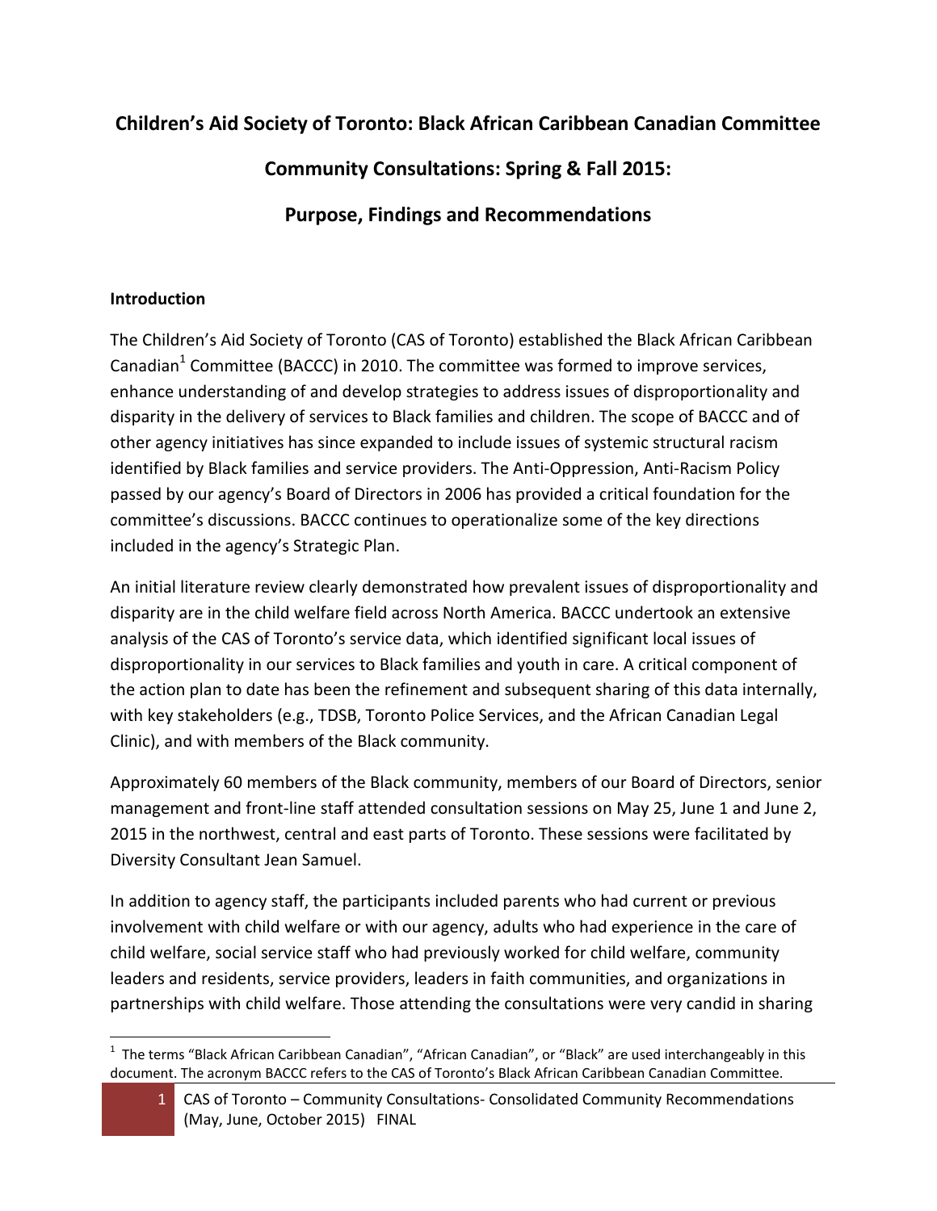# Children's Aid Society of Toronto: Black African Caribbean Canadian Committee

# Community Consultations: Spring & Fall 2015:

# Purpose, Findings and Recommendations

**Introduction**

The Children's Aid Society of Toronto (CAS of Toronto) established the Black African Caribbean Canadian[1] Committee (BACCC) in 2010. The committee was formed to improve services, enhance understanding of and develop strategies to address issues of disproportionality and disparity in the delivery of services to Black families and children. The scope of BACCC and of other agency initiatives has since expanded to include issues of systemic structural racism identified by Black families and service providers. The Anti-Oppression, Anti-Racism Policy passed by our agency's Board of Directors in 2006 has provided a critical foundation for the committee's discussions. BACCC continues to operationalize some of the key directions included in the agency's Strategic Plan.

An initial literature review clearly demonstrated how prevalent issues of disproportionality and disparity are in the child welfare field across North America. BACCC undertook an extensive analysis of the CAS of Toronto's service data, which identified significant local issues of disproportionality in our services to Black families and youth in care. A critical component of the action plan to date has been the refinement and subsequent sharing of this data internally, with key stakeholders (e.g., TDSB, Toronto Police Services, and the African Canadian Legal Clinic), and with members of the Black community.

Approximately 60 members of the Black community, members of our Board of Directors, senior management and front-line staff attended consultation sessions on May 25, June 1 and June 2, 2015 in the northwest, central and east parts of Toronto. These sessions were facilitated by Diversity Consultant Jean Samuel.

In addition to agency staff, the participants included parents who had current or previous involvement with child welfare or with our agency, adults who had experience in the care of child welfare, social service staff who had previously worked for child welfare, community leaders and residents, service providers, leaders in faith communities, and organizations in partnerships with child welfare. Those attending the consultations were very candid in sharing

[1] The terms "Black African Caribbean Canadian", "African Canadian", or "Black" are used interchangeably in this document. The acronym BACCC refers to the CAS of Toronto's Black African Caribbean Canadian Committee.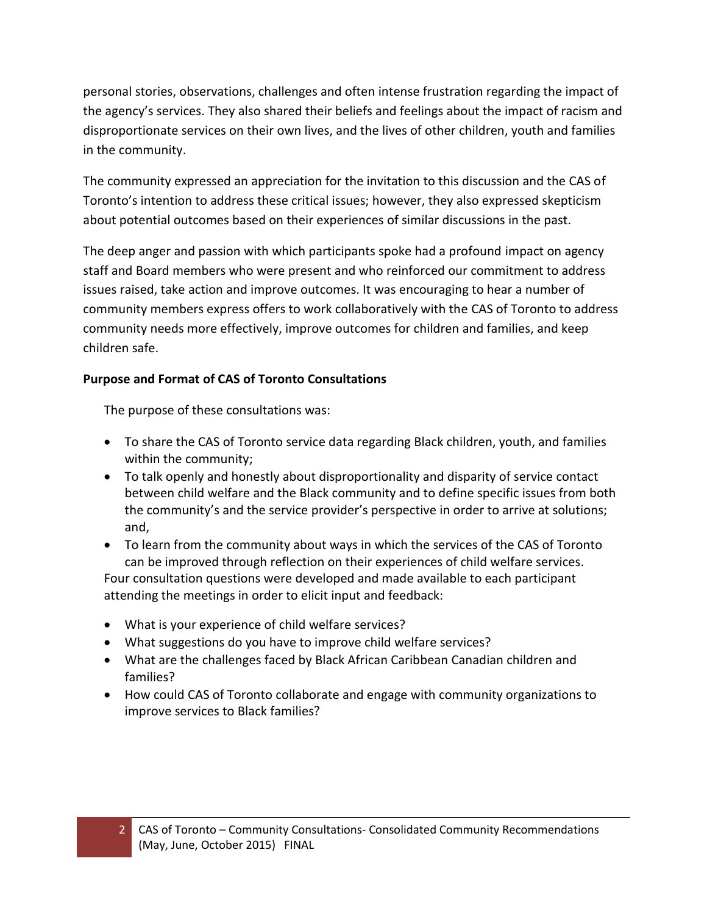personal stories, observations, challenges and often intense frustration regarding the impact of the agency's services. They also shared their beliefs and feelings about the impact of racism and disproportionate services on their own lives, and the lives of other children, youth and families in the community.

The community expressed an appreciation for the invitation to this discussion and the CAS of Toronto's intention to address these critical issues; however, they also expressed skepticism about potential outcomes based on their experiences of similar discussions in the past.

The deep anger and passion with which participants spoke had a profound impact on agency staff and Board members who were present and who reinforced our commitment to address issues raised, take action and improve outcomes. It was encouraging to hear a number of community members express offers to work collaboratively with the CAS of Toronto to address community needs more effectively, improve outcomes for children and families, and keep children safe.

**Purpose and Format of CAS of Toronto Consultations**

The purpose of these consultations was:

- To share the CAS of Toronto service data regarding Black children, youth, and families within the community;
- To talk openly and honestly about disproportionality and disparity of service contact between child welfare and the Black community and to define specific issues from both the community's and the service provider's perspective in order to arrive at solutions; and,
- To learn from the community about ways in which the services of the CAS of Toronto can be improved through reflection on their experiences of child welfare services.

Four consultation questions were developed and made available to each participant attending the meetings in order to elicit input and feedback:

- What is your experience of child welfare services?
- What suggestions do you have to improve child welfare services?
- What are the challenges faced by Black African Caribbean Canadian children and families?
- How could CAS of Toronto collaborate and engage with community organizations to improve services to Black families?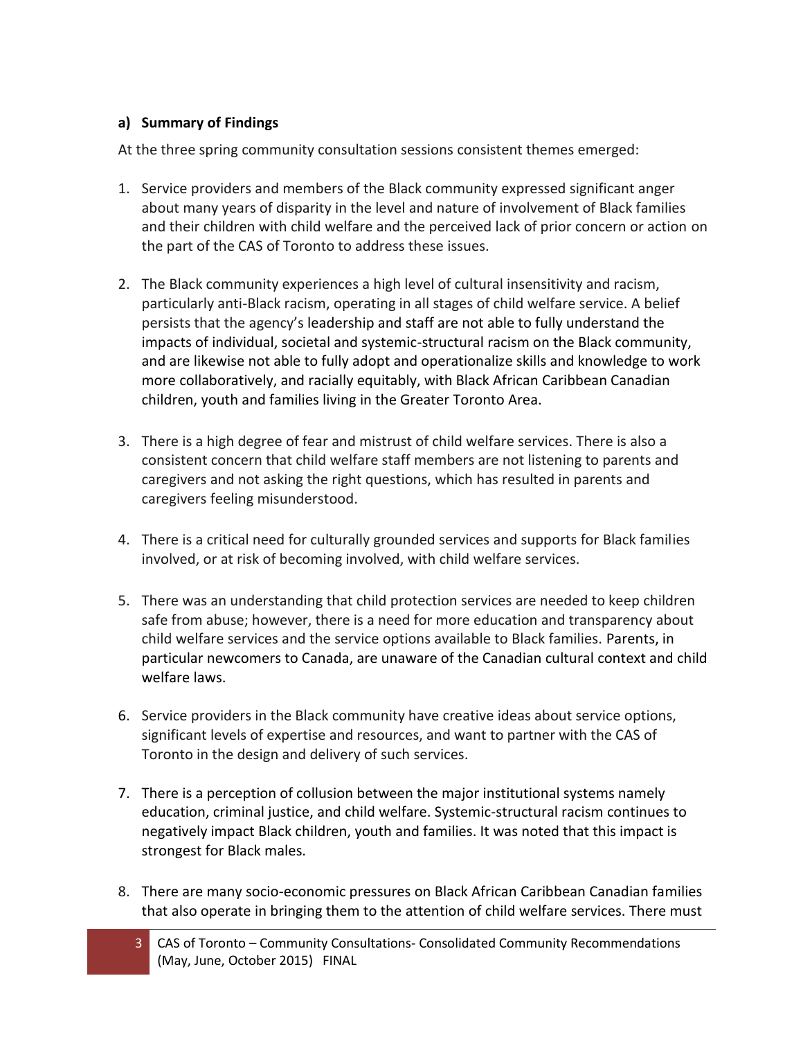### a) Summary of Findings

At the three spring community consultation sessions consistent themes emerged:

1. Service providers and members of the Black community expressed significant anger about many years of disparity in the level and nature of involvement of Black families and their children with child welfare and the perceived lack of prior concern or action on the part of the CAS of Toronto to address these issues.

2. The Black community experiences a high level of cultural insensitivity and racism, particularly anti-Black racism, operating in all stages of child welfare service. A belief persists that the agency's leadership and staff are not able to fully understand the impacts of individual, societal and systemic-structural racism on the Black community, and are likewise not able to fully adopt and operationalize skills and knowledge to work more collaboratively, and racially equitably, with Black African Caribbean Canadian children, youth and families living in the Greater Toronto Area.

3. There is a high degree of fear and mistrust of child welfare services. There is also a consistent concern that child welfare staff members are not listening to parents and caregivers and not asking the right questions, which has resulted in parents and caregivers feeling misunderstood.

4. There is a critical need for culturally grounded services and supports for Black families involved, or at risk of becoming involved, with child welfare services.

5. There was an understanding that child protection services are needed to keep children safe from abuse; however, there is a need for more education and transparency about child welfare services and the service options available to Black families. Parents, in particular newcomers to Canada, are unaware of the Canadian cultural context and child welfare laws.

6. Service providers in the Black community have creative ideas about service options, significant levels of expertise and resources, and want to partner with the CAS of Toronto in the design and delivery of such services.

7. There is a perception of collusion between the major institutional systems namely education, criminal justice, and child welfare. Systemic-structural racism continues to negatively impact Black children, youth and families. It was noted that this impact is strongest for Black males.

8. There are many socio-economic pressures on Black African Caribbean Canadian families that also operate in bringing them to the attention of child welfare services. There must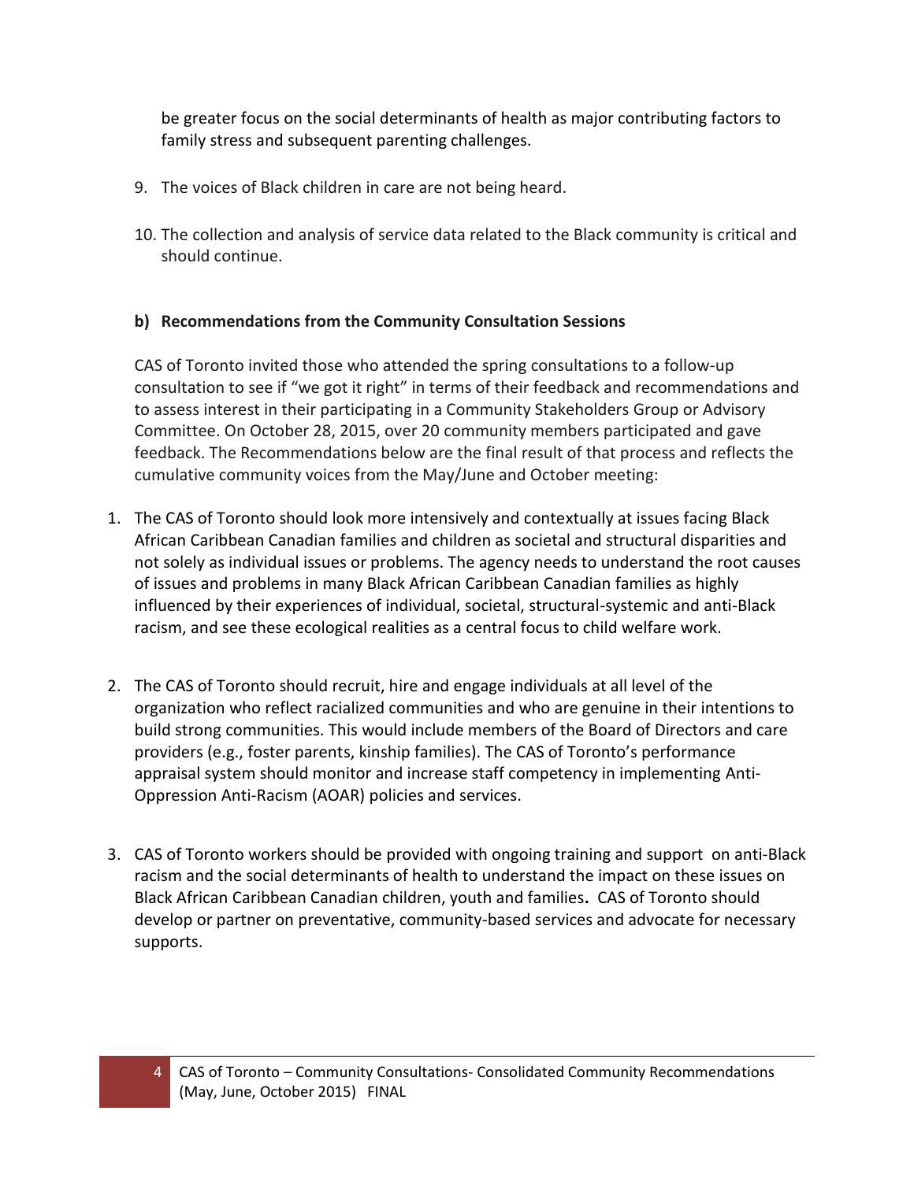be greater focus on the social determinants of health as major contributing factors to family stress and subsequent parenting challenges.

9. The voices of Black children in care are not being heard.

10. The collection and analysis of service data related to the Black community is critical and should continue.

**b) Recommendations from the Community Consultation Sessions**

CAS of Toronto invited those who attended the spring consultations to a follow-up consultation to see if "we got it right" in terms of their feedback and recommendations and to assess interest in their participating in a Community Stakeholders Group or Advisory Committee. On October 28, 2015, over 20 community members participated and gave feedback. The Recommendations below are the final result of that process and reflects the cumulative community voices from the May/June and October meeting:

1. The CAS of Toronto should look more intensively and contextually at issues facing Black African Caribbean Canadian families and children as societal and structural disparities and not solely as individual issues or problems. The agency needs to understand the root causes of issues and problems in many Black African Caribbean Canadian families as highly influenced by their experiences of individual, societal, structural-systemic and anti-Black racism, and see these ecological realities as a central focus to child welfare work.

2. The CAS of Toronto should recruit, hire and engage individuals at all level of the organization who reflect racialized communities and who are genuine in their intentions to build strong communities. This would include members of the Board of Directors and care providers (e.g., foster parents, kinship families). The CAS of Toronto's performance appraisal system should monitor and increase staff competency in implementing Anti-Oppression Anti-Racism (AOAR) policies and services.

3. CAS of Toronto workers should be provided with ongoing training and support on anti-Black racism and the social determinants of health to understand the impact on these issues on Black African Caribbean Canadian children, youth and families**.** CAS of Toronto should develop or partner on preventative, community-based services and advocate for necessary supports.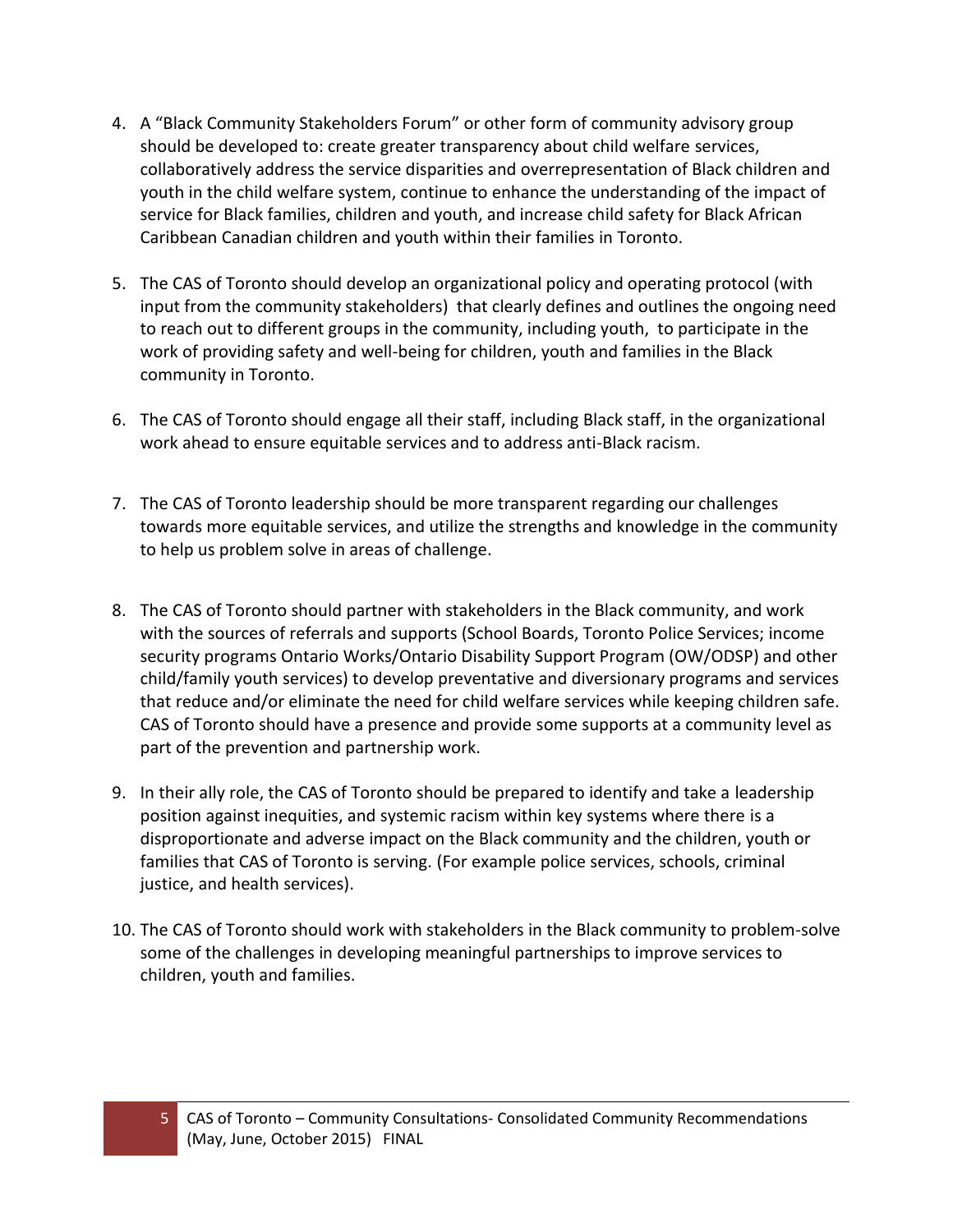4. A "Black Community Stakeholders Forum" or other form of community advisory group should be developed to: create greater transparency about child welfare services, collaboratively address the service disparities and overrepresentation of Black children and youth in the child welfare system, continue to enhance the understanding of the impact of service for Black families, children and youth, and increase child safety for Black African Caribbean Canadian children and youth within their families in Toronto.

5. The CAS of Toronto should develop an organizational policy and operating protocol (with input from the community stakeholders) that clearly defines and outlines the ongoing need to reach out to different groups in the community, including youth, to participate in the work of providing safety and well-being for children, youth and families in the Black community in Toronto.

6. The CAS of Toronto should engage all their staff, including Black staff, in the organizational work ahead to ensure equitable services and to address anti-Black racism.

7. The CAS of Toronto leadership should be more transparent regarding our challenges towards more equitable services, and utilize the strengths and knowledge in the community to help us problem solve in areas of challenge.

8. The CAS of Toronto should partner with stakeholders in the Black community, and work with the sources of referrals and supports (School Boards, Toronto Police Services; income security programs Ontario Works/Ontario Disability Support Program (OW/ODSP) and other child/family youth services) to develop preventative and diversionary programs and services that reduce and/or eliminate the need for child welfare services while keeping children safe. CAS of Toronto should have a presence and provide some supports at a community level as part of the prevention and partnership work.

9. In their ally role, the CAS of Toronto should be prepared to identify and take a leadership position against inequities, and systemic racism within key systems where there is a disproportionate and adverse impact on the Black community and the children, youth or families that CAS of Toronto is serving. (For example police services, schools, criminal justice, and health services).

10. The CAS of Toronto should work with stakeholders in the Black community to problem-solve some of the challenges in developing meaningful partnerships to improve services to children, youth and families.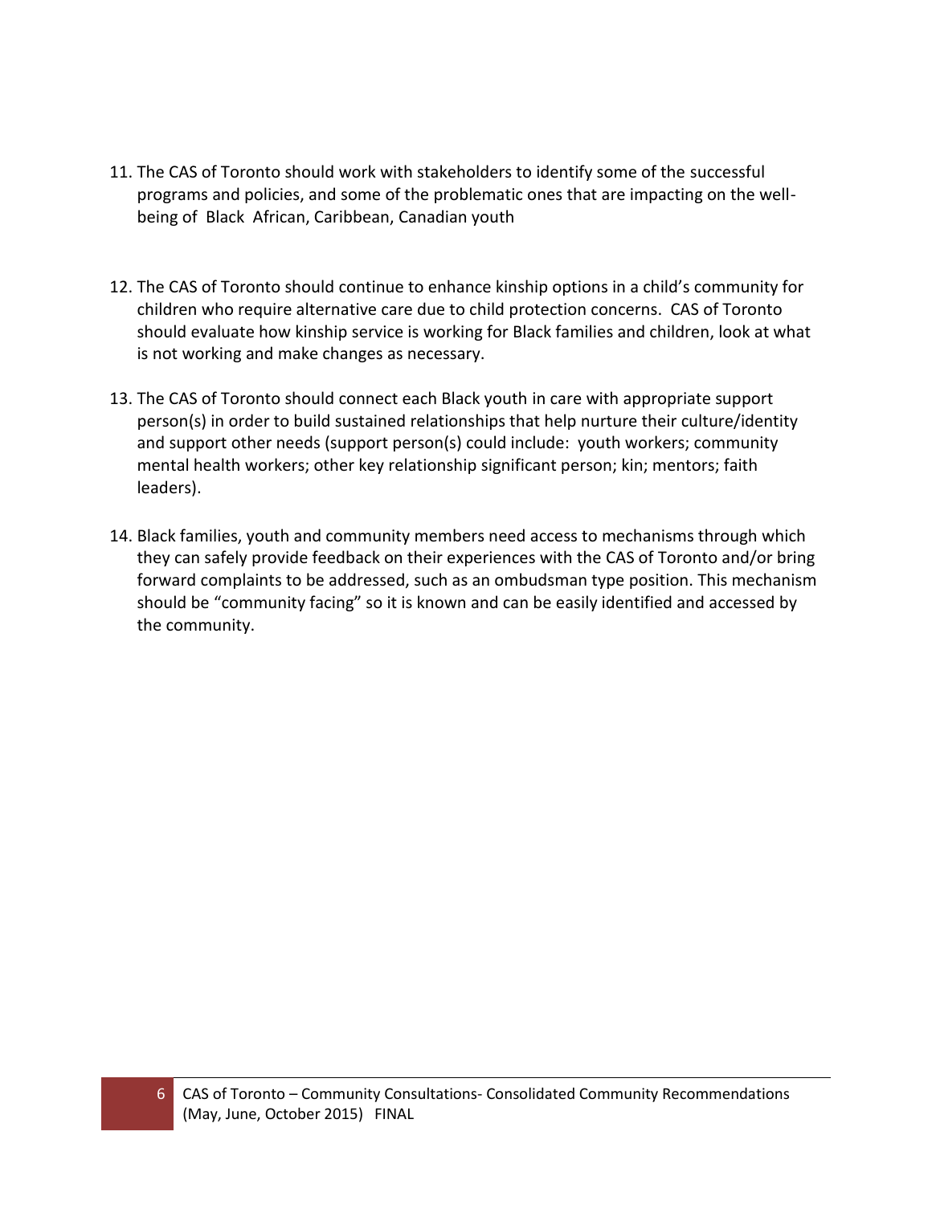11. The CAS of Toronto should work with stakeholders to identify some of the successful programs and policies, and some of the problematic ones that are impacting on the well-being of Black African, Caribbean, Canadian youth

12. The CAS of Toronto should continue to enhance kinship options in a child's community for children who require alternative care due to child protection concerns. CAS of Toronto should evaluate how kinship service is working for Black families and children, look at what is not working and make changes as necessary.

13. The CAS of Toronto should connect each Black youth in care with appropriate support person(s) in order to build sustained relationships that help nurture their culture/identity and support other needs (support person(s) could include: youth workers; community mental health workers; other key relationship significant person; kin; mentors; faith leaders).

14. Black families, youth and community members need access to mechanisms through which they can safely provide feedback on their experiences with the CAS of Toronto and/or bring forward complaints to be addressed, such as an ombudsman type position. This mechanism should be "community facing" so it is known and can be easily identified and accessed by the community.